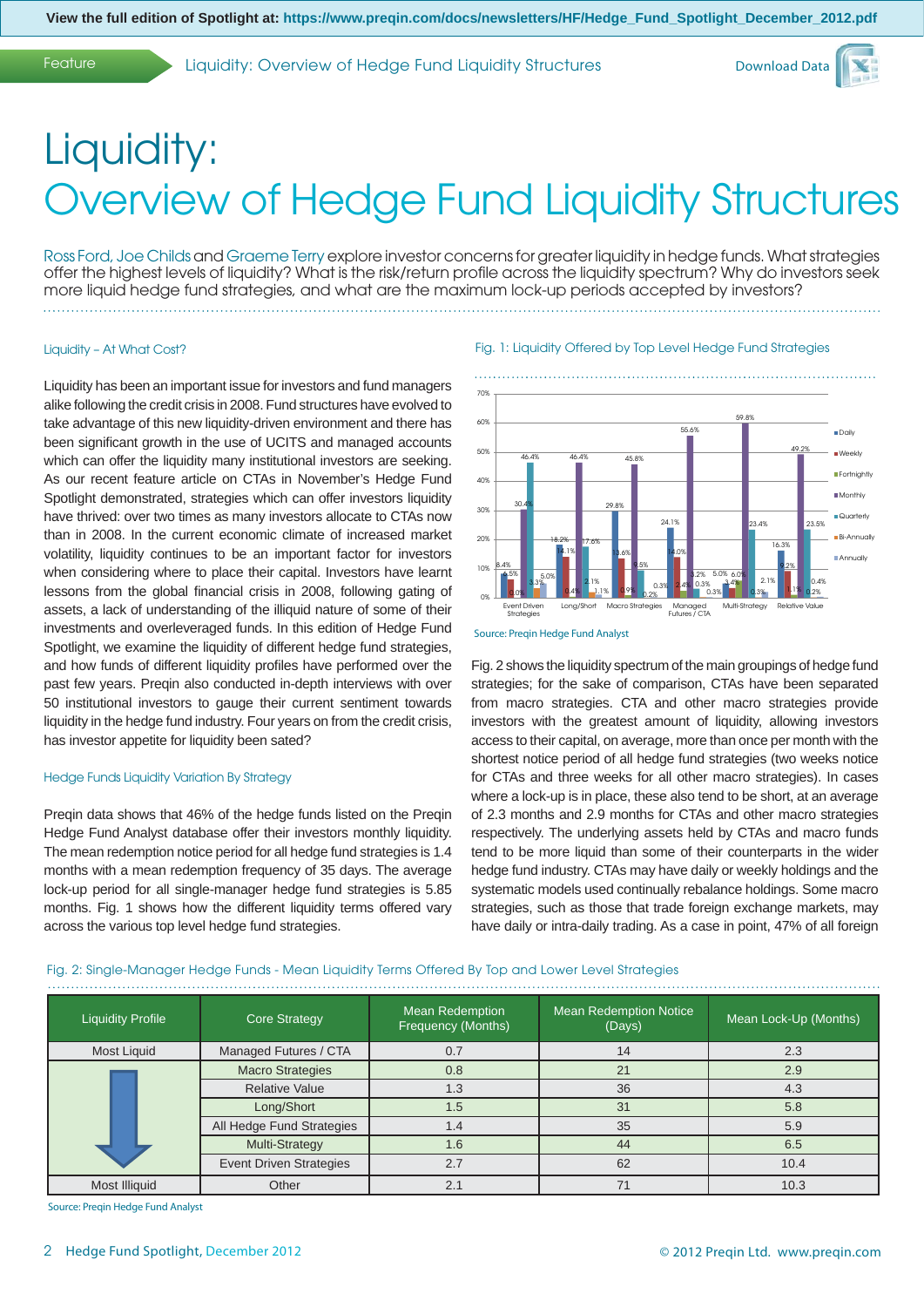View the full edition of Spotlight at: https://www.preqin.com/docs/newsletters/HF/Hedge_Fund_Spotlight_December_2012.pdf

# Liquidity: Overview of Hedge Fund Liquidity Structures

Ross Ford, Joe Childs and Graeme Terry explore investor concerns for greater liquidity in hedge funds. What strategies offer the highest levels of liquidity? What is the risk/return profile across the liquidity spectrum? Why do investors seek more liquid hedge fund strategies, and what are the maximum lock-up periods accepted by investors?

### Liquidity – At What Cost?

Liquidity has been an important issue for investors and fund managers alike following the credit crisis in 2008. Fund structures have evolved to take advantage of this new liquidity-driven environment and there has been significant growth in the use of UCITS and managed accounts which can offer the liquidity many institutional investors are seeking. As our recent feature article on CTAs in November's Hedge Fund Spotlight demonstrated, strategies which can offer investors liquidity have thrived: over two times as many investors allocate to CTAs now than in 2008. In the current economic climate of increased market volatility, liquidity continues to be an important factor for investors when considering where to place their capital. Investors have learnt lessons from the global financial crisis in 2008, following gating of assets, a lack of understanding of the illiquid nature of some of their investments and overleveraged funds. In this edition of Hedge Fund Spotlight, we examine the liquidity of different hedge fund strategies, and how funds of different liquidity profiles have performed over the past few years. Preqin also conducted in-depth interviews with over 50 institutional investors to gauge their current sentiment towards liquidity in the hedge fund industry. Four years on from the credit crisis, has investor appetite for liquidity been sated?

### Hedge Funds Liquidity Variation By Strategy

Preqin data shows that 46% of the hedge funds listed on the Preqin Hedge Fund Analyst database offer their investors monthly liquidity. The mean redemption notice period for all hedge fund strategies is 1.4 months with a mean redemption frequency of 35 days. The average lock-up period for all single-manager hedge fund strategies is 5.85 months. Fig. 1 shows how the different liquidity terms offered vary across the various top level hedge fund strategies.

Fig. 1: Liquidity Offered by Top Level Hedge Fund Strategies

| Strategy | Daily | Weekly | Fortnightly | Monthly | Quarterly | Bi-Annually | Annually |
|---|---|---|---|---|---|---|---|
| Event Driven Strategies | 4.5% | 8.4% | 0.0% | 30.4% | 46.4% | 5.0% | 3.3% |
| Long/Short | 14.1% | 18.2% | 0.4% | 46.4% | 17.6% | 2.1% | 1.1% |
| Macro Strategies | 29.8% | 13.6% | 0.9% | 45.8% | 9.5% | 0.2% | 0.3% |
| Managed Futures / CTA | 24.1% | 14.0% | 2.4% | 55.6% | 3.2% | 0.3% | 0.3% |
| Multi-Strategy | 3.4% | 5.0% | 6.0% | 59.8% | 23.4% | 2.1% | 0.3% |
| Relative Value | 16.3% | 9.2% | 1.1% | 49.2% | 23.5% | 0.4% | 0.2% |

Source: Preqin Hedge Fund Analyst

Fig. 2 shows the liquidity spectrum of the main groupings of hedge fund strategies; for the sake of comparison, CTAs have been separated from macro strategies. CTA and other macro strategies provide investors with the greatest amount of liquidity, allowing investors access to their capital, on average, more than once per month with the shortest notice period of all hedge fund strategies (two weeks notice for CTAs and three weeks for all other macro strategies). In cases where a lock-up is in place, these also tend to be short, at an average of 2.3 months and 2.9 months for CTAs and other macro strategies respectively. The underlying assets held by CTAs and macro funds tend to be more liquid than some of their counterparts in the wider hedge fund industry. CTAs may have daily or weekly holdings and the systematic models used continually rebalance holdings. Some macro strategies, such as those that trade foreign exchange markets, may have daily or intra-daily trading. As a case in point, 47% of all foreign

Fig. 2: Single-Manager Hedge Funds - Mean Liquidity Terms Offered By Top and Lower Level Strategies

| Liquidity Profile | Core Strategy | Mean Redemption Frequency (Months) | Mean Redemption Notice (Days) | Mean Lock-Up (Months) |
|---|---|---|---|---|
| Most Liquid | Managed Futures / CTA | 0.7 | 14 | 2.3 |
| ↓ | Macro Strategies | 0.8 | 21 | 2.9 |
| | Relative Value | 1.3 | 36 | 4.3 |
| | Long/Short | 1.5 | 31 | 5.8 |
| | All Hedge Fund Strategies | 1.4 | 35 | 5.9 |
| | Multi-Strategy | 1.6 | 44 | 6.5 |
| | Event Driven Strategies | 2.7 | 62 | 10.4 |
| Most Illiquid | Other | 2.1 | 71 | 10.3 |

Source: Preqin Hedge Fund Analyst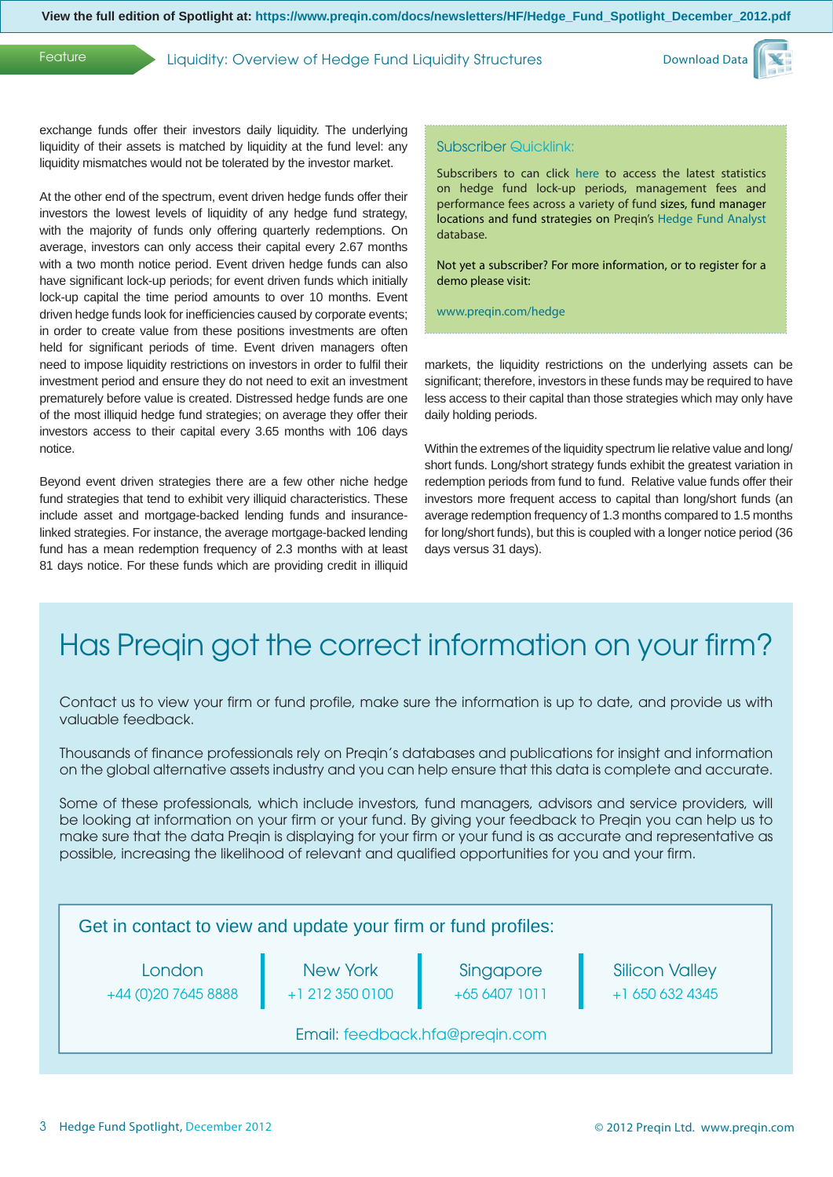exchange funds offer their investors daily liquidity. The underlying liquidity of their assets is matched by liquidity at the fund level: any liquidity mismatches would not be tolerated by the investor market.

At the other end of the spectrum, event driven hedge funds offer their investors the lowest levels of liquidity of any hedge fund strategy, with the majority of funds only offering quarterly redemptions. On average, investors can only access their capital every 2.67 months with a two month notice period. Event driven hedge funds can also have significant lock-up periods; for event driven funds which initially lock-up capital the time period amounts to over 10 months. Event driven hedge funds look for inefficiencies caused by corporate events; in order to create value from these positions investments are often held for significant periods of time. Event driven managers often need to impose liquidity restrictions on investors in order to fulfil their investment period and ensure they do not need to exit an investment prematurely before value is created. Distressed hedge funds are one of the most illiquid hedge fund strategies; on average they offer their investors access to their capital every 3.65 months with 106 days notice.

Beyond event driven strategies there are a few other niche hedge fund strategies that tend to exhibit very illiquid characteristics. These include asset and mortgage-backed lending funds and insurance-linked strategies. For instance, the average mortgage-backed lending fund has a mean redemption frequency of 2.3 months with at least 81 days notice. For these funds which are providing credit in illiquid markets, the liquidity restrictions on the underlying assets can be significant; therefore, investors in these funds may be required to have less access to their capital than those strategies which may only have daily holding periods.

Within the extremes of the liquidity spectrum lie relative value and long/short funds. Long/short strategy funds exhibit the greatest variation in redemption periods from fund to fund. Relative value funds offer their investors more frequent access to capital than long/short funds (an average redemption frequency of 1.3 months compared to 1.5 months for long/short funds), but this is coupled with a longer notice period (36 days versus 31 days).

**Subscriber Quicklink:**

Subscribers to can click here to access the latest statistics on hedge fund lock-up periods, management fees and performance fees across a variety of fund sizes, fund manager locations and fund strategies on Preqin's Hedge Fund Analyst database.

Not yet a subscriber? For more information, or to register for a demo please visit:

www.preqin.com/hedge

# Has Preqin got the correct information on your firm?

Contact us to view your firm or fund profile, make sure the information is up to date, and provide us with valuable feedback.

Thousands of finance professionals rely on Preqin's databases and publications for insight and information on the global alternative assets industry and you can help ensure that this data is complete and accurate.

Some of these professionals, which include investors, fund managers, advisors and service providers, will be looking at information on your firm or your fund. By giving your feedback to Preqin you can help us to make sure that the data Preqin is displaying for your firm or your fund is as accurate and representative as possible, increasing the likelihood of relevant and qualified opportunities for you and your firm.

## Get in contact to view and update your firm or fund profiles:

| London | New York | Singapore | Silicon Valley |
|---|---|---|---|
| +44 (0)20 7645 8888 | +1 212 350 0100 | +65 6407 1011 | +1 650 632 4345 |

Email: feedback.hfa@preqin.com